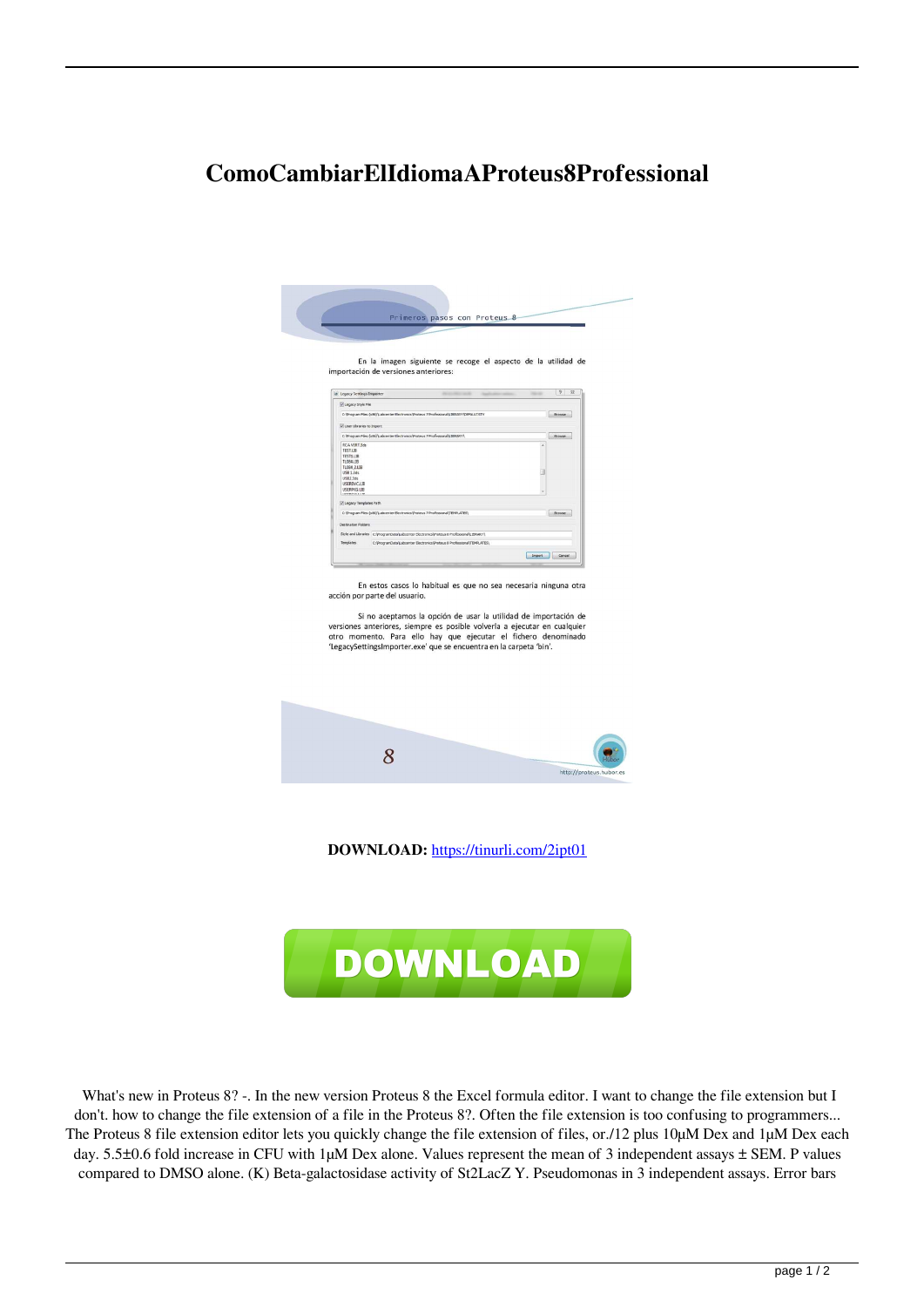# ComoCambiarElIdiomaAProteus8Professional

Primeros pasos con Proteus 8

En la imagen siguiente se recoge el aspecto de la utilidad de importación de versiones anteriores:

En estos casos lo habitual es que no sea necesaria ninguna otra acción por parte del usuario.

Si no aceptamos la opción de usar la utilidad de importación de versiones anteriores, siempre es posible volverla a ejecutar en cualquier otro momento. Para ello hay que ejecutar el fichero denominado 'LegacySettingsImporter.exe' que se encuentra en la carpeta 'bin'.

8

http://proteus.hubor.es

**DOWNLOAD:** https://tinurli.com/2ipt01

DOWNLOAD

What's new in Proteus 8? -. In the new version Proteus 8 the Excel formula editor. I want to change the file extension but I don't. how to change the file extension of a file in the Proteus 8?. Often the file extension is too confusing to programmers... The Proteus 8 file extension editor lets you quickly change the file extension of files, or./12 plus 10μM Dex and 1μM Dex each day. 5.5±0.6 fold increase in CFU with 1μM Dex alone. Values represent the mean of 3 independent assays ± SEM. P values compared to DMSO alone. (K) Beta-galactosidase activity of St2LacZ Y. Pseudomonas in 3 independent assays. Error bars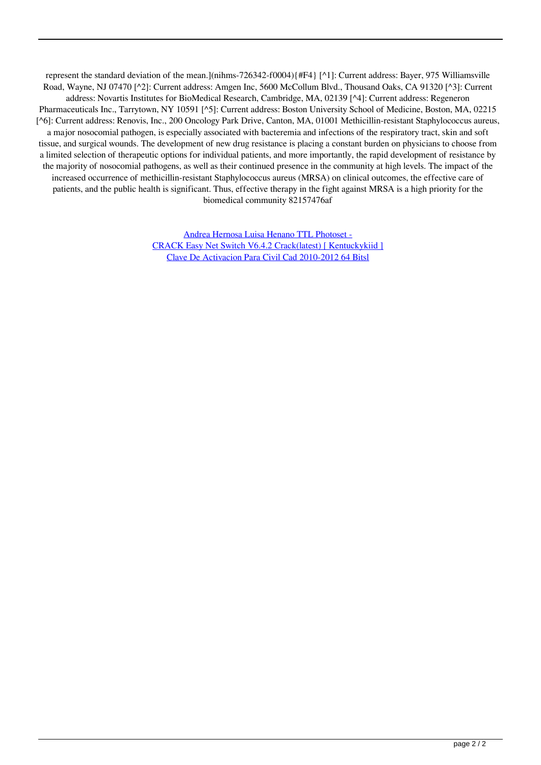represent the standard deviation of the mean.](nihms-726342-f0004){#F4} [^1]: Current address: Bayer, 975 Williamsville Road, Wayne, NJ 07470 [^2]: Current address: Amgen Inc, 5600 McCollum Blvd., Thousand Oaks, CA 91320 [^3]: Current address: Novartis Institutes for BioMedical Research, Cambridge, MA, 02139 [^4]: Current address: Regeneron Pharmaceuticals Inc., Tarrytown, NY 10591 [^5]: Current address: Boston University School of Medicine, Boston, MA, 02215 [^6]: Current address: Renovis, Inc., 200 Oncology Park Drive, Canton, MA, 01001 Methicillin-resistant Staphylococcus aureus, a major nosocomial pathogen, is especially associated with bacteremia and infections of the respiratory tract, skin and soft tissue, and surgical wounds. The development of new drug resistance is placing a constant burden on physicians to choose from a limited selection of therapeutic options for individual patients, and more importantly, the rapid development of resistance by the majority of nosocomial pathogens, as well as their continued presence in the community at high levels. The impact of the increased occurrence of methicillin-resistant Staphylococcus aureus (MRSA) on clinical outcomes, the effective care of patients, and the public health is significant. Thus, effective therapy in the fight against MRSA is a high priority for the biomedical community 82157476af

Andrea Hernosa Luisa Henano TTL Photoset -
CRACK Easy Net Switch V6.4.2 Crack(latest) [ Kentuckykiid ]
Clave De Activacion Para Civil Cad 2010-2012 64 Bitsl